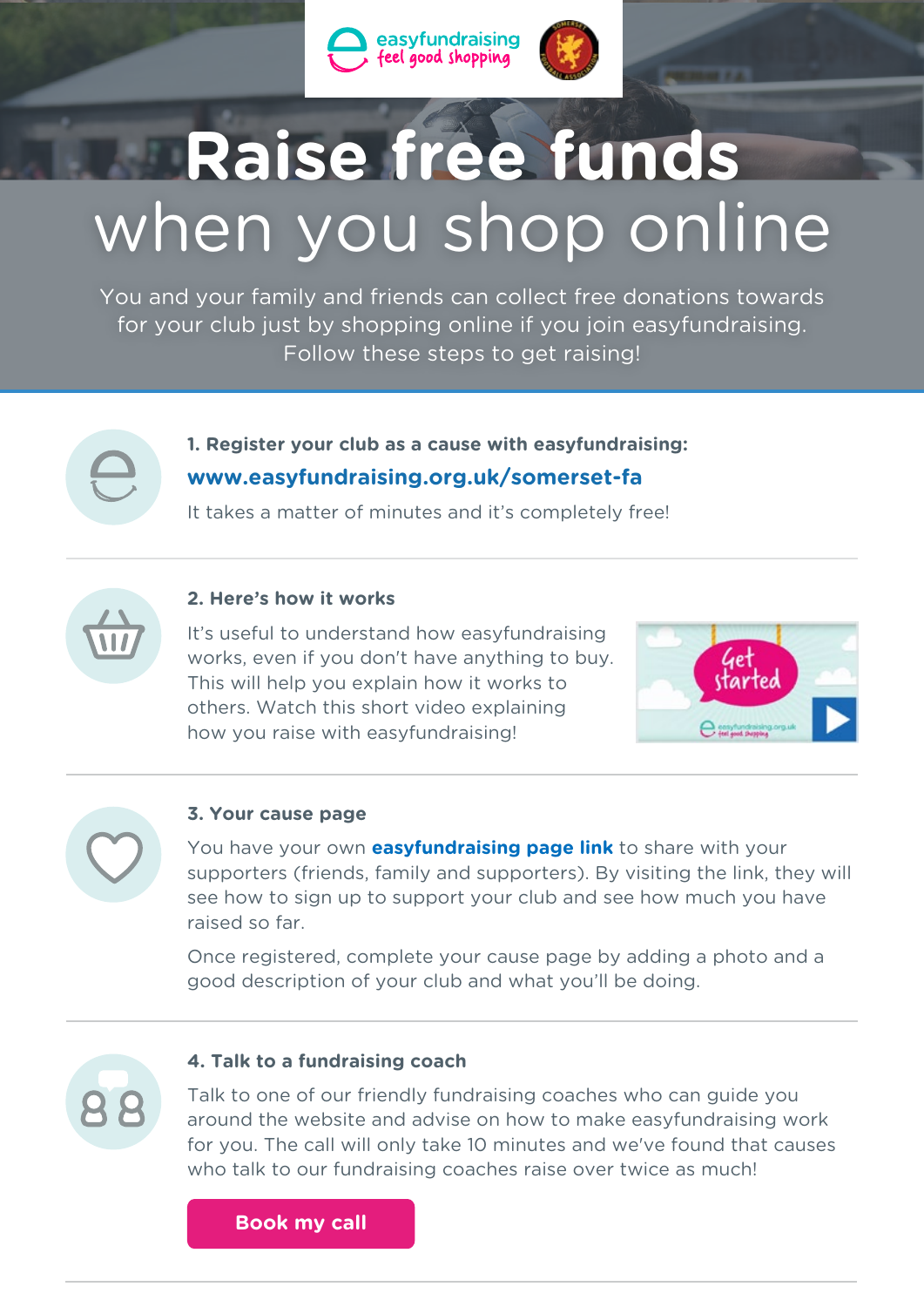# Raise free funds when you shop online

You and your family and friends can collect free donations towards for your club just by shopping online if you join easyfundraising. Follow these steps to get raising!

### 1. Register your club as a cause with easyfundraising:

**www.easyfundraising.org.uk/somerset-fa**

It takes a matter of minutes and it's completely free!

### 2. Here's how it works

It's useful to understand how easyfundraising works, even if you don't have anything to buy. This will help you explain how it works to others. Watch this short video explaining how you raise with easyfundraising!

### 3. Your cause page

You have your own **easyfundraising page link** to share with your supporters (friends, family and supporters). By visiting the link, they will see how to sign up to support your club and see how much you have raised so far.

Once registered, complete your cause page by adding a photo and a good description of your club and what you'll be doing.

### 4. Talk to a fundraising coach

Talk to one of our friendly fundraising coaches who can guide you around the website and advise on how to make easyfundraising work for you. The call will only take 10 minutes and we've found that causes who talk to our fundraising coaches raise over twice as much!

**Book my call**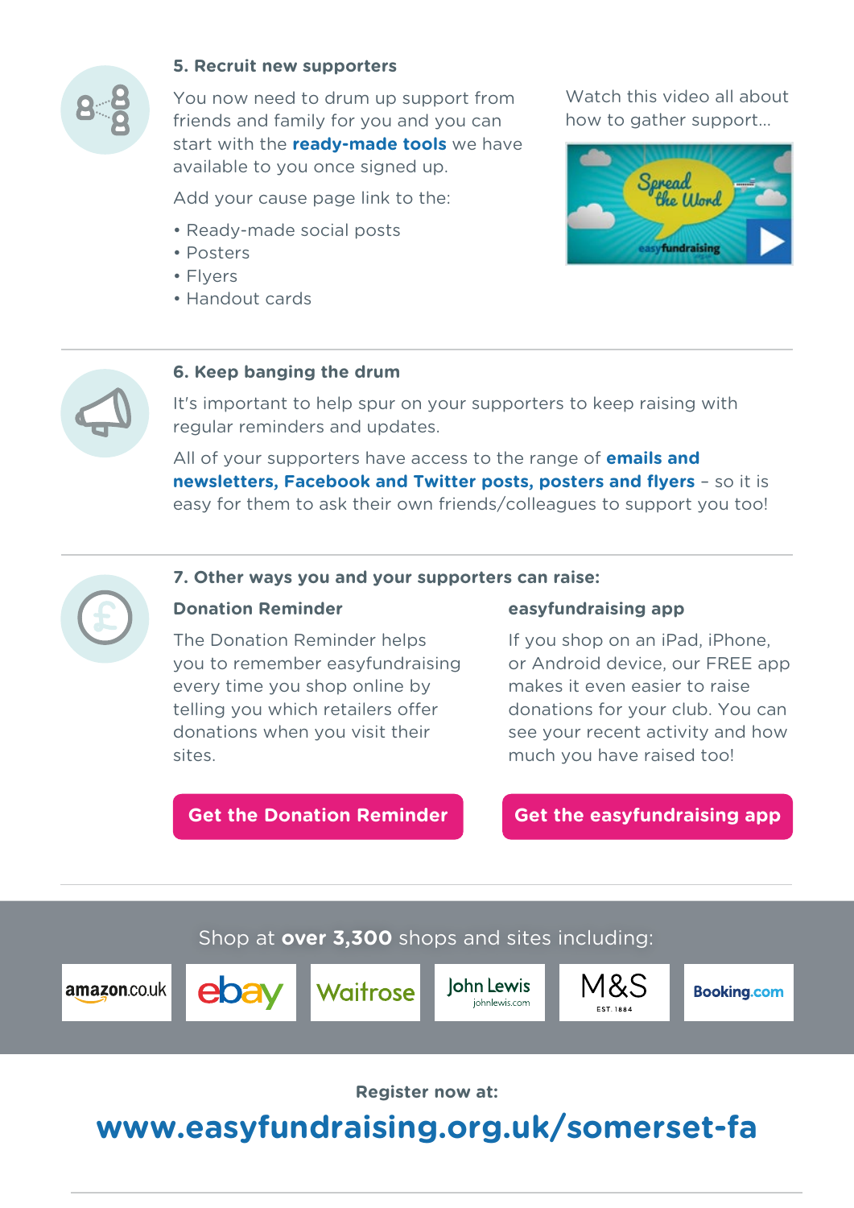### 5. Recruit new supporters

You now need to drum up support from friends and family for you and you can start with the **ready-made tools** we have available to you once signed up.

Add your cause page link to the:

- Ready-made social posts
- Posters
- Flyers
- Handout cards

Watch this video all about how to gather support...

### 6. Keep banging the drum

It's important to help spur on your supporters to keep raising with regular reminders and updates.

All of your supporters have access to the range of **emails and newsletters, Facebook and Twitter posts, posters and flyers** – so it is easy for them to ask their own friends/colleagues to support you too!

### 7. Other ways you and your supporters can raise:

**Donation Reminder**

The Donation Reminder helps you to remember easyfundraising every time you shop online by telling you which retailers offer donations when you visit their sites.

**Get the Donation Reminder**

**easyfundraising app**

If you shop on an iPad, iPhone, or Android device, our FREE app makes it even easier to raise donations for your club. You can see your recent activity and how much you have raised too!

**Get the easyfundraising app**

Shop at **over 3,300** shops and sites including:

amazon.co.uk, ebay, Waitrose, John Lewis, M&S, Booking.com

**Register now at:**

## www.easyfundraising.org.uk/somerset-fa